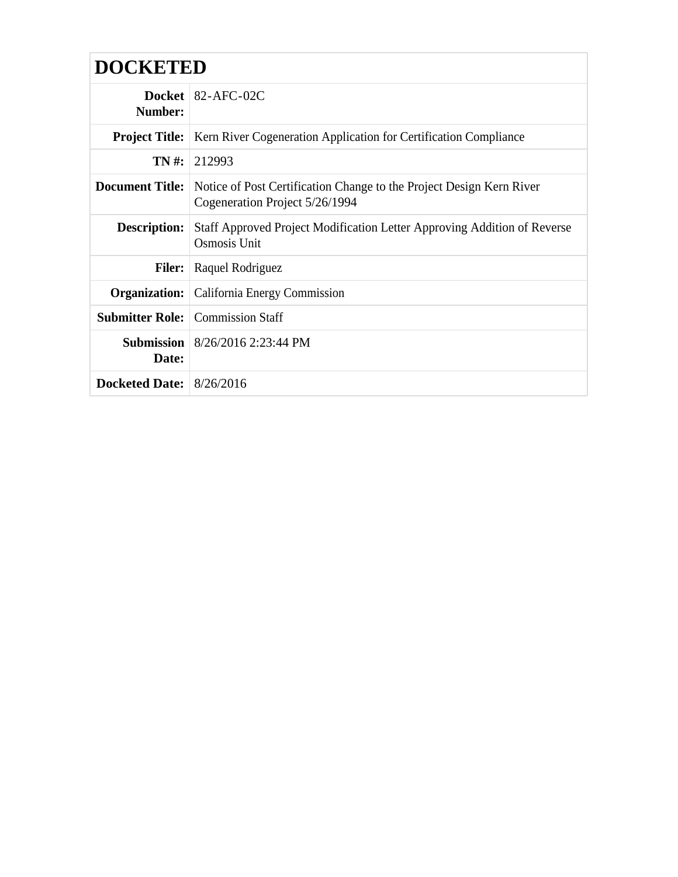# DOCKETED

| | |
|---|---|
| **Docket Number:** | 82-AFC-02C |
| **Project Title:** | Kern River Cogeneration Application for Certification Compliance |
| **TN #:** | 212993 |
| **Document Title:** | Notice of Post Certification Change to the Project Design Kern River Cogeneration Project 5/26/1994 |
| **Description:** | Staff Approved Project Modification Letter Approving Addition of Reverse Osmosis Unit |
| **Filer:** | Raquel Rodriguez |
| **Organization:** | California Energy Commission |
| **Submitter Role:** | Commission Staff |
| **Submission Date:** | 8/26/2016 2:23:44 PM |
| **Docketed Date:** | 8/26/2016 |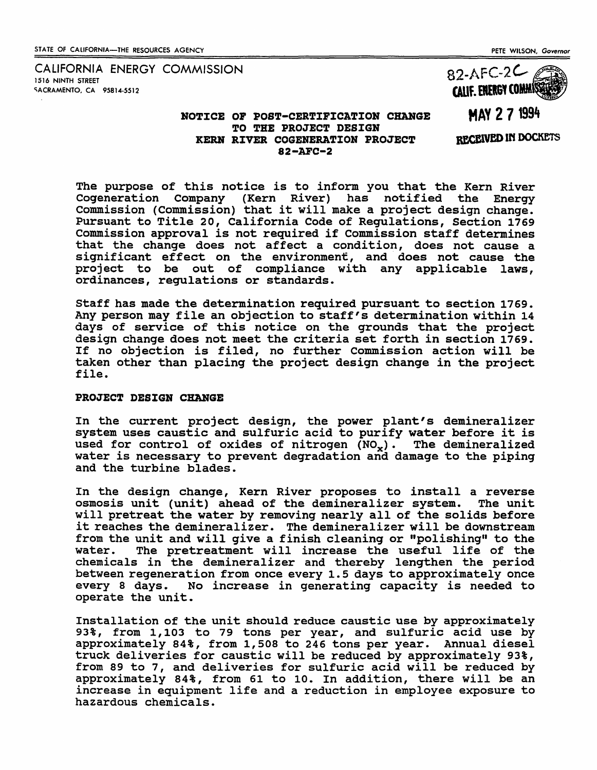STATE OF CALIFORNIA—THE RESOURCES AGENCY

PETE WILSON, *Governor*

CALIFORNIA ENERGY COMMISSION
1516 NINTH STREET
SACRAMENTO, CA 95814-5512

82-AFC-2C
CALIF. ENERGY COMMISSION
MAY 27 1994
RECEIVED IN DOCKETS

**NOTICE OF POST-CERTIFICATION CHANGE TO THE PROJECT DESIGN KERN RIVER COGENERATION PROJECT 82-AFC-2**

The purpose of this notice is to inform you that the Kern River Cogeneration Company (Kern River) has notified the Energy Commission (Commission) that it will make a project design change. Pursuant to Title 20, California Code of Regulations, Section 1769 Commission approval is not required if Commission staff determines that the change does not affect a condition, does not cause a significant effect on the environment, and does not cause the project to be out of compliance with any applicable laws, ordinances, regulations or standards.

Staff has made the determination required pursuant to section 1769. Any person may file an objection to staff's determination within 14 days of service of this notice on the grounds that the project design change does not meet the criteria set forth in section 1769. If no objection is filed, no further Commission action will be taken other than placing the project design change in the project file.

**PROJECT DESIGN CHANGE**

In the current project design, the power plant's demineralizer system uses caustic and sulfuric acid to purify water before it is used for control of oxides of nitrogen ($NO_x$). The demineralized water is necessary to prevent degradation and damage to the piping and the turbine blades.

In the design change, Kern River proposes to install a reverse osmosis unit (unit) ahead of the demineralizer system. The unit will pretreat the water by removing nearly all of the solids before it reaches the demineralizer. The demineralizer will be downstream from the unit and will give a finish cleaning or "polishing" to the water. The pretreatment will increase the useful life of the chemicals in the demineralizer and thereby lengthen the period between regeneration from once every 1.5 days to approximately once every 8 days. No increase in generating capacity is needed to operate the unit.

Installation of the unit should reduce caustic use by approximately 93%, from 1,103 to 79 tons per year, and sulfuric acid use by approximately 84%, from 1,508 to 246 tons per year. Annual diesel truck deliveries for caustic will be reduced by approximately 93%, from 89 to 7, and deliveries for sulfuric acid will be reduced by approximately 84%, from 61 to 10. In addition, there will be an increase in equipment life and a reduction in employee exposure to hazardous chemicals.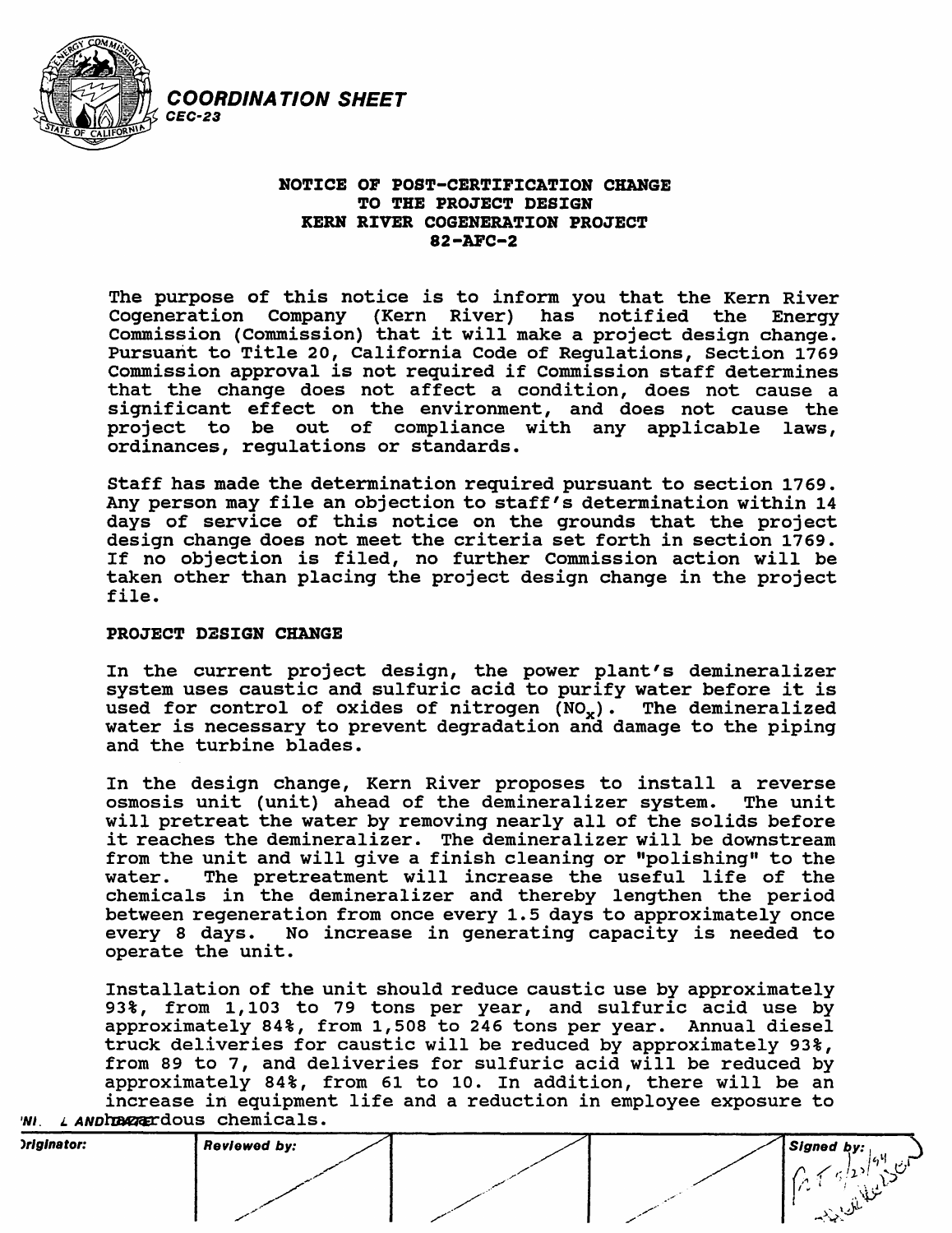**COORDINATION SHEET**
*CEC-23*

**NOTICE OF POST-CERTIFICATION CHANGE**
**TO THE PROJECT DESIGN**
**KERN RIVER COGENERATION PROJECT**
**82-AFC-2**

The purpose of this notice is to inform you that the Kern River Cogeneration Company (Kern River) has notified the Energy Commission (Commission) that it will make a project design change. Pursuant to Title 20, California Code of Regulations, Section 1769 Commission approval is not required if Commission staff determines that the change does not affect a condition, does not cause a significant effect on the environment, and does not cause the project to be out of compliance with any applicable laws, ordinances, regulations or standards.

Staff has made the determination required pursuant to section 1769. Any person may file an objection to staff's determination within 14 days of service of this notice on the grounds that the project design change does not meet the criteria set forth in section 1769. If no objection is filed, no further Commission action will be taken other than placing the project design change in the project file.

**PROJECT DESIGN CHANGE**

In the current project design, the power plant's demineralizer system uses caustic and sulfuric acid to purify water before it is used for control of oxides of nitrogen ($NO_x$). The demineralized water is necessary to prevent degradation and damage to the piping and the turbine blades.

In the design change, Kern River proposes to install a reverse osmosis unit (unit) ahead of the demineralizer system. The unit will pretreat the water by removing nearly all of the solids before it reaches the demineralizer. The demineralizer will be downstream from the unit and will give a finish cleaning or "polishing" to the water. The pretreatment will increase the useful life of the chemicals in the demineralizer and thereby lengthen the period between regeneration from once every 1.5 days to approximately once every 8 days. No increase in generating capacity is needed to operate the unit.

Installation of the unit should reduce caustic use by approximately 93%, from 1,103 to 79 tons per year, and sulfuric acid use by approximately 84%, from 1,508 to 246 tons per year. Annual diesel truck deliveries for caustic will be reduced by approximately 93%, from 89 to 7, and deliveries for sulfuric acid will be reduced by approximately 84%, from 61 to 10. In addition, there will be an increase in equipment life and a reduction in employee exposure to hazardous chemicals.

| Originator: | Reviewed by: | | | Signed by: |
|---|---|---|---|---|
| | | | | |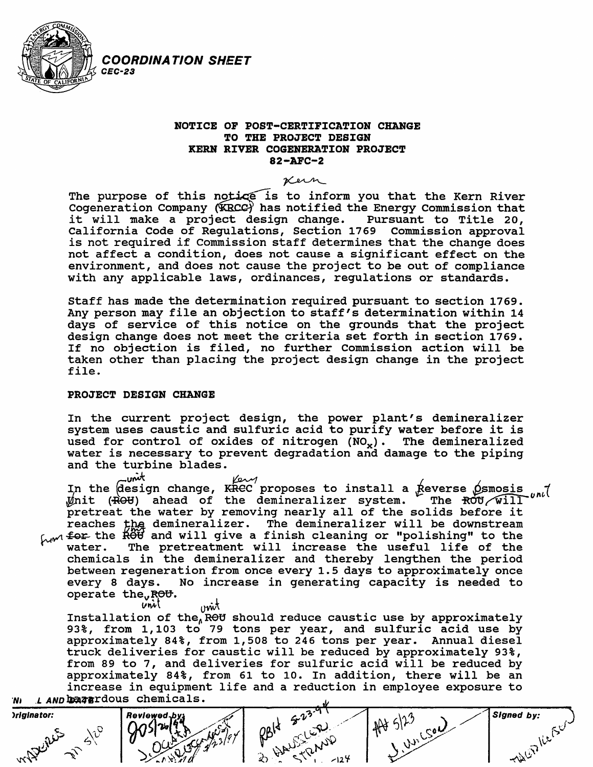**COORDINATION SHEET**
*CEC-23*

**NOTICE OF POST-CERTIFICATION CHANGE**
**TO THE PROJECT DESIGN**
**KERN RIVER COGENERATION PROJECT**
**82-AFC-2**

The purpose of this notice is to inform you that the Kern River Cogeneration Company (KRCC) has notified the Energy Commission that it will make a project design change. Pursuant to Title 20, California Code of Regulations, Section 1769 Commission approval is not required if Commission staff determines that the change does not affect a condition, does not cause a significant effect on the environment, and does not cause the project to be out of compliance with any applicable laws, ordinances, regulations or standards.

Staff has made the determination required pursuant to section 1769. Any person may file an objection to staff's determination within 14 days of service of this notice on the grounds that the project design change does not meet the criteria set forth in section 1769. If no objection is filed, no further Commission action will be taken other than placing the project design change in the project file.

**PROJECT DESIGN CHANGE**

In the current project design, the power plant's demineralizer system uses caustic and sulfuric acid to purify water before it is used for control of oxides of nitrogen ($NO_x$). The demineralized water is necessary to prevent degradation and damage to the piping and the turbine blades.

In the design change, KRCC proposes to install a Reverse Osmosis Unit (ROU) ahead of the demineralizer system. The ROU will pretreat the water by removing nearly all of the solids before it reaches the demineralizer. The demineralizer will be downstream for the ROU and will give a finish cleaning or "polishing" to the water. The pretreatment will increase the useful life of the chemicals in the demineralizer and thereby lengthen the period between regeneration from once every 1.5 days to approximately once every 8 days. No increase in generating capacity is needed to operate the ROU.

Installation of the ROU should reduce caustic use by approximately 93%, from 1,103 to 79 tons per year, and sulfuric acid use by approximately 84%, from 1,508 to 246 tons per year. Annual diesel truck deliveries for caustic will be reduced by approximately 93%, from 89 to 7, and deliveries for sulfuric acid will be reduced by approximately 84%, from 61 to 10. In addition, there will be an increase in equipment life and a reduction in employee exposure to hazardous chemicals.

| Originator: | Reviewed by: | | | Signed by: |
|---|---|---|---|---|
| | | | | |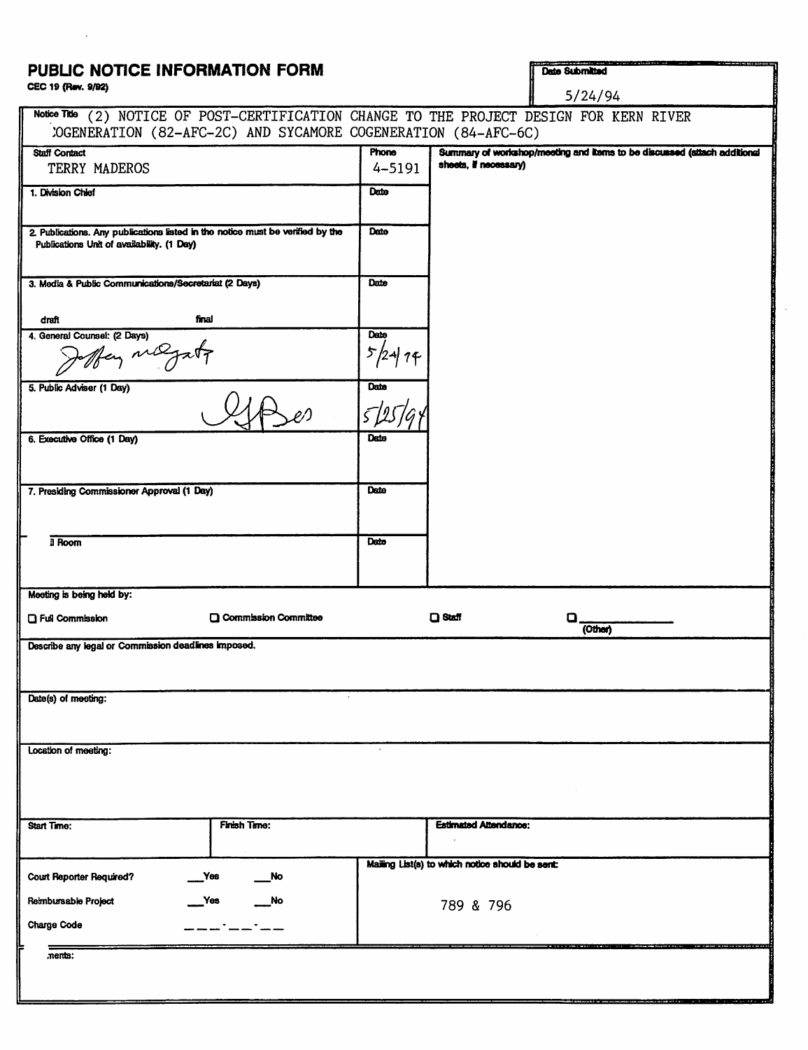# PUBLIC NOTICE INFORMATION FORM

CEC 19 (Rev. 9/92)

**Date Submitted:** 5/24/94

**Notice Title:** (2) NOTICE OF POST-CERTIFICATION CHANGE TO THE PROJECT DESIGN FOR KERN RIVER COGENERATION (82-AFC-2C) AND SYCAMORE COGENERATION (84-AFC-6C)

| Staff Contact | Phone | Summary of workshop/meeting and items to be discussed (attach additional sheets, if necessary) |
|---|---|---|
| TERRY MADEROS | 4-5191 | |
| 1. Division Chief | Date | |
| 2. Publications. Any publications listed in the notice must be verified by the Publications Unit of availability. (1 Day) | Date | |
| 3. Media & Public Communications/Secretariat (2 Days) draft final | Date | |
| 4. General Counsel: (2 Days) Jeffery McGarty | Date 5/24/94 | |
| 5. Public Adviser (1 Day) | Date 5/25/94 | |
| 6. Executive Office (1 Day) | Date | |
| 7. Presiding Commissioner Approval (1 Day) | Date | |
| Room | Date | |

**Meeting is being held by:**

☐ Full Commission ☐ Commission Committee ☐ Staff ☐ ________ (Other)

**Describe any legal or Commission deadlines imposed.**

**Date(s) of meeting:**

**Location of meeting:**

| Start Time: | Finish Time: | Estimated Attendance: |
|---|---|---|

| | |
|---|---|
| Court Reporter Required? ___Yes ___No | Mailing List(s) to which notice should be sent: |
| Reimbursable Project ___Yes ___No | 789 & 796 |
| Charge Code ___-___-__ | |

Comments: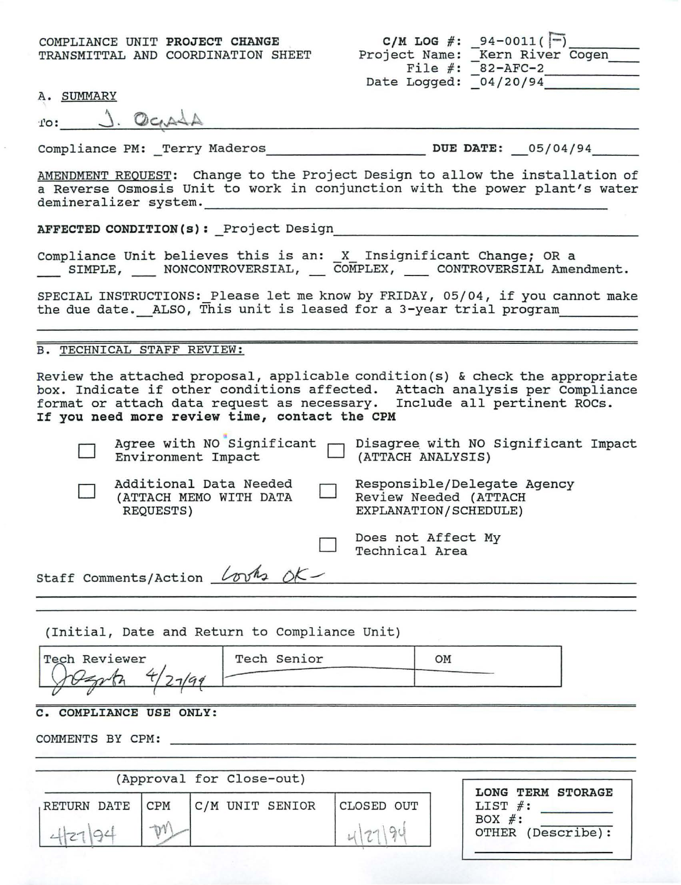COMPLIANCE UNIT **PROJECT CHANGE** TRANSMITTAL AND COORDINATION SHEET

**C/M LOG #:** 94-0011(F)
Project Name: Kern River Cogen
File #: 82-AFC-2
Date Logged: 04/20/94

A. SUMMARY

To: J. Ogada

Compliance PM: Terry Maderos **DUE DATE:** 05/04/94

AMENDMENT REQUEST: Change to the Project Design to allow the installation of a Reverse Osmosis Unit to work in conjunction with the power plant's water demineralizer system.

**AFFECTED CONDITION(s):** Project Design

Compliance Unit believes this is an: X Insignificant Change; OR a ___ SIMPLE, ___ NONCONTROVERSIAL, ___ COMPLEX, ___ CONTROVERSIAL Amendment.

SPECIAL INSTRUCTIONS: Please let me know by FRIDAY, 05/04, if you cannot make the due date. ALSO, This unit is leased for a 3-year trial program

B. TECHNICAL STAFF REVIEW:

Review the attached proposal, applicable condition(s) & check the appropriate box. Indicate if other conditions affected. Attach analysis per Compliance format or attach data request as necessary. Include all pertinent ROCs.
**If you need more review time, contact the CPM**

- ☐ Agree with NO Significant Environment Impact
- ☐ Disagree with NO Significant Impact (ATTACH ANALYSIS)
- ☐ Additional Data Needed (ATTACH MEMO WITH DATA REQUESTS)
- ☐ Responsible/Delegate Agency Review Needed (ATTACH EXPLANATION/SCHEDULE)
- ☐ Does not Affect My Technical Area

Staff Comments/Action Looks OK -

(Initial, Date and Return to Compliance Unit)

| Tech Reviewer | Tech Senior | OM |
|---|---|---|
| JOgada 4/27/94 | | |

**C. COMPLIANCE USE ONLY:**

COMMENTS BY CPM:

(Approval for Close-out)

| RETURN DATE | CPM | C/M UNIT SENIOR | CLOSED OUT |
|---|---|---|---|
| 4/27/94 | TM | | 4/27/94 |

**LONG TERM STORAGE**
LIST #:
BOX #:
OTHER (Describe):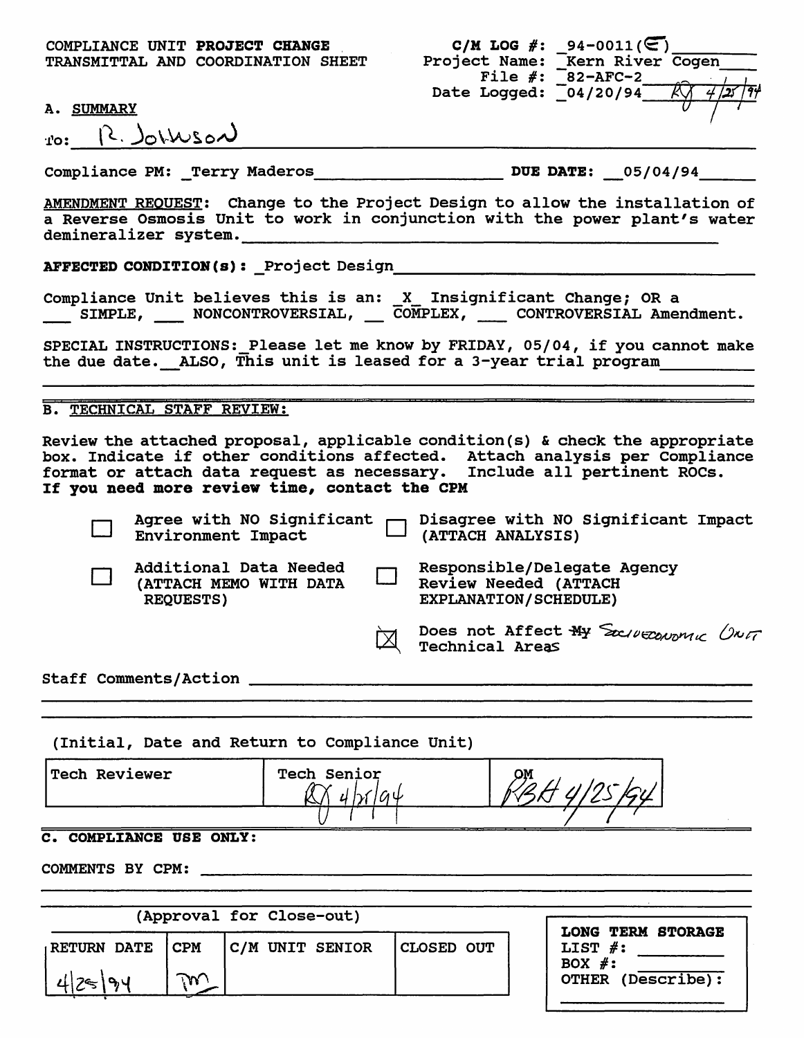COMPLIANCE UNIT **PROJECT CHANGE** TRANSMITTAL AND COORDINATION SHEET

**C/M LOG #:** 94-0011(E)
Project Name: Kern River Cogen
File #: 82-AFC-2
Date Logged: 04/20/94 RJ 4/25/94

## A. SUMMARY

To: R. Johnson

Compliance PM: Terry Maderos **DUE DATE:** 05/04/94

AMENDMENT REQUEST: Change to the Project Design to allow the installation of a Reverse Osmosis Unit to work in conjunction with the power plant's water demineralizer system.

**AFFECTED CONDITION(s):** Project Design

Compliance Unit believes this is an: X Insignificant Change; OR a ___ SIMPLE, ___ NONCONTROVERSIAL, ___ COMPLEX, ___ CONTROVERSIAL Amendment.

SPECIAL INSTRUCTIONS: Please let me know by FRIDAY, 05/04, if you cannot make the due date. ALSO, This unit is leased for a 3-year trial program

## B. TECHNICAL STAFF REVIEW:

Review the attached proposal, applicable condition(s) & check the appropriate box. Indicate if other conditions affected. Attach analysis per Compliance format or attach data request as necessary. Include all pertinent ROCs.
**If you need more review time, contact the CPM**

- ☐ Agree with NO Significant Environment Impact
- ☐ Disagree with NO Significant Impact (ATTACH ANALYSIS)
- ☐ Additional Data Needed (ATTACH MEMO WITH DATA REQUESTS)
- ☐ Responsible/Delegate Agency Review Needed (ATTACH EXPLANATION/SCHEDULE)
- ☒ Does not Affect ~~My~~ Socioeconomic Unit Technical Areas

Staff Comments/Action

(Initial, Date and Return to Compliance Unit)

| Tech Reviewer | Tech Senior | OM |
| --- | --- | --- |
| | RJ 4/25/94 | RBH 4/25/94 |

## C. COMPLIANCE USE ONLY:

COMMENTS BY CPM:

(Approval for Close-out)

| RETURN DATE | CPM | C/M UNIT SENIOR | CLOSED OUT |
| --- | --- | --- | --- |
| 4/25/94 | TM | | |

**LONG TERM STORAGE**
LIST #:
BOX #:
OTHER (Describe):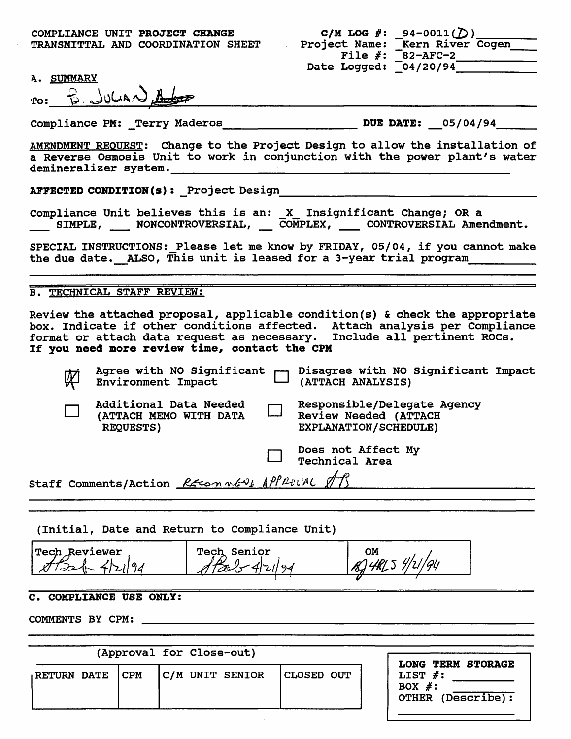COMPLIANCE UNIT **PROJECT CHANGE**
TRANSMITTAL AND COORDINATION SHEET

**C/M LOG #:** 94-0011(D)
Project Name: Kern River Cogen
File #: 82-AFC-2
Date Logged: 04/20/94

A. SUMMARY

To: B. Julian, Baker

Compliance PM: Terry Maderos **DUE DATE:** 05/04/94

AMENDMENT REQUEST: Change to the Project Design to allow the installation of a Reverse Osmosis Unit to work in conjunction with the power plant's water demineralizer system.

**AFFECTED CONDITION(s):** Project Design

Compliance Unit believes this is an: X Insignificant Change; OR a ___ SIMPLE, ___ NONCONTROVERSIAL, ___ COMPLEX, ___ CONTROVERSIAL Amendment.

SPECIAL INSTRUCTIONS: Please let me know by FRIDAY, 05/04, if you cannot make the due date. ALSO, This unit is leased for a 3-year trial program

B. TECHNICAL STAFF REVIEW:

Review the attached proposal, applicable condition(s) & check the appropriate box. Indicate if other conditions affected. Attach analysis per Compliance format or attach data request as necessary. Include all pertinent ROCs.
**If you need more review time, contact the CPM**

- [x] Agree with NO Significant Environment Impact
- [ ] Disagree with NO Significant Impact (ATTACH ANALYSIS)
- [ ] Additional Data Needed (ATTACH MEMO WITH DATA REQUESTS)
- [ ] Responsible/Delegate Agency Review Needed (ATTACH EXPLANATION/SCHEDULE)
- [ ] Does not Affect My Technical Area

Staff Comments/Action *Recommend Approval AB*

(Initial, Date and Return to Compliance Unit)

| Tech Reviewer | Tech Senior | OM |
|---|---|---|
| *ABaker 4/21/94* | *ABaker 4/21/94* | *BJ 4RLS 4/21/94* |

**C. COMPLIANCE USE ONLY:**

COMMENTS BY CPM:

(Approval for Close-out)

| RETURN DATE | CPM | C/M UNIT SENIOR | CLOSED OUT |
|---|---|---|---|
| | | | |

**LONG TERM STORAGE**
LIST #:
BOX #:
OTHER (Describe):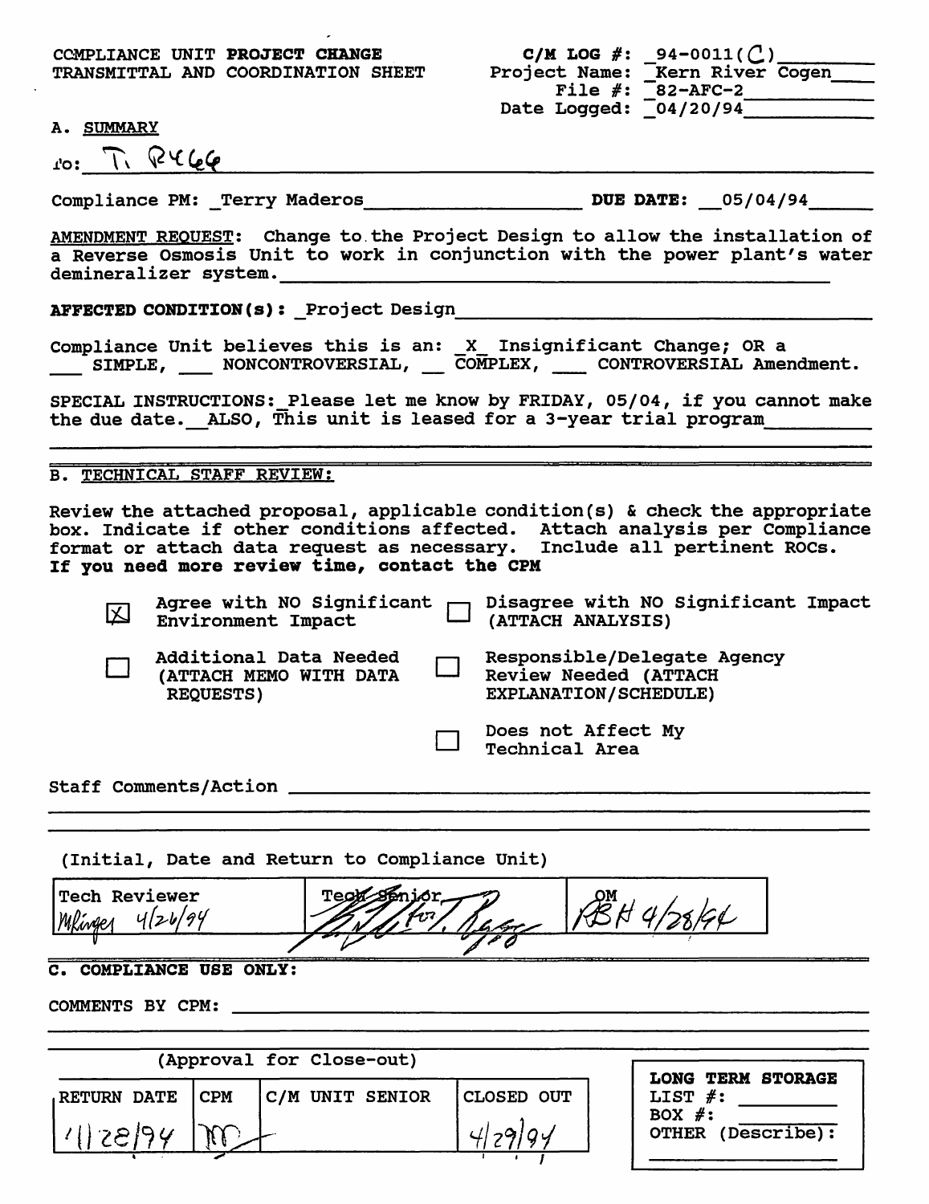COMPLIANCE UNIT **PROJECT CHANGE** TRANSMITTAL AND COORDINATION SHEET

**C/M LOG #:** 94-0011(C)
Project Name: Kern River Cogen
File #: 82-AFC-2
Date Logged: 04/20/94

A. SUMMARY

To: T. R466

Compliance PM: Terry Maderos **DUE DATE:** 05/04/94

AMENDMENT REQUEST: Change to the Project Design to allow the installation of a Reverse Osmosis Unit to work in conjunction with the power plant's water demineralizer system.

**AFFECTED CONDITION(s):** Project Design

Compliance Unit believes this is an: X Insignificant Change; OR a ___ SIMPLE, ___ NONCONTROVERSIAL, __ COMPLEX, ___ CONTROVERSIAL Amendment.

SPECIAL INSTRUCTIONS: Please let me know by FRIDAY, 05/04, if you cannot make the due date. ALSO, This unit is leased for a 3-year trial program

B. TECHNICAL STAFF REVIEW:

Review the attached proposal, applicable condition(s) & check the appropriate box. Indicate if other conditions affected. Attach analysis per Compliance format or attach data request as necessary. Include all pertinent ROCs.
**If you need more review time, contact the CPM**

- [x] Agree with NO Significant Environment Impact
- [ ] Disagree with NO Significant Impact (ATTACH ANALYSIS)
- [ ] Additional Data Needed (ATTACH MEMO WITH DATA REQUESTS)
- [ ] Responsible/Delegate Agency Review Needed (ATTACH EXPLANATION/SCHEDULE)
- [ ] Does not Affect My Technical Area

Staff Comments/Action

(Initial, Date and Return to Compliance Unit)

| Tech Reviewer | Tech Senior | OM |
|---|---|---|
| MRinger 4/26/94 | [signature] for T. Rigg | RBH 4/28/94 |

**C. COMPLIANCE USE ONLY:**

COMMENTS BY CPM:

(Approval for Close-out)

| RETURN DATE | CPM | C/M UNIT SENIOR | CLOSED OUT |
|---|---|---|---|
| 4/28/94 | TM | | 4/29/94 |

**LONG TERM STORAGE**
LIST #:
BOX #:
OTHER (Describe):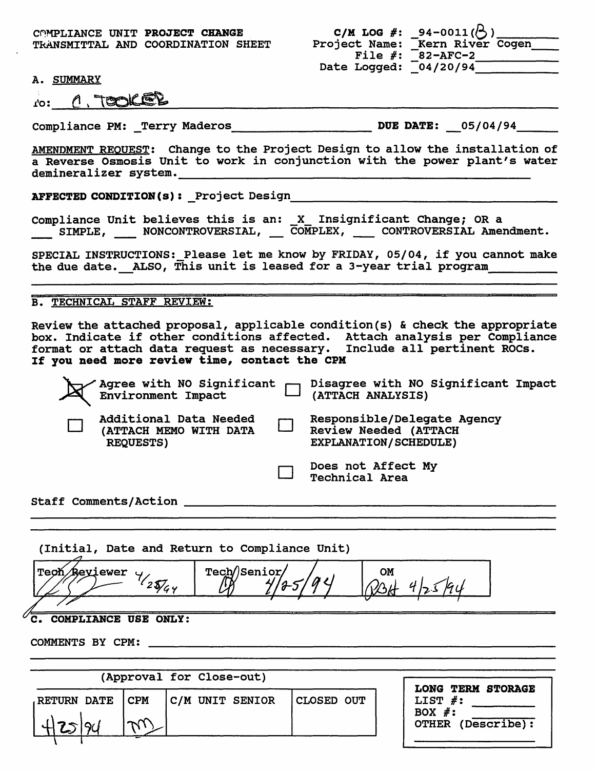COMPLIANCE UNIT **PROJECT CHANGE**
TRANSMITTAL AND COORDINATION SHEET

**C/M LOG #:** 94-0011(B)
Project Name: Kern River Cogen
File #: 82-AFC-2
Date Logged: 04/20/94

A. SUMMARY

To: A. Tooker

Compliance PM: Terry Maderos **DUE DATE:** 05/04/94

AMENDMENT REQUEST: Change to the Project Design to allow the installation of a Reverse Osmosis Unit to work in conjunction with the power plant's water demineralizer system.

**AFFECTED CONDITION(s):** Project Design

Compliance Unit believes this is an: X Insignificant Change; OR a ___ SIMPLE, ___ NONCONTROVERSIAL, ___ COMPLEX, ___ CONTROVERSIAL Amendment.

SPECIAL INSTRUCTIONS: Please let me know by FRIDAY, 05/04, if you cannot make the due date. ALSO, This unit is leased for a 3-year trial program

B. TECHNICAL STAFF REVIEW:

Review the attached proposal, applicable condition(s) & check the appropriate box. Indicate if other conditions affected. Attach analysis per Compliance format or attach data request as necessary. Include all pertinent ROCs.
**If you need more review time, contact the CPM**

- [X] Agree with NO Significant Environment Impact
- [ ] Disagree with NO Significant Impact (ATTACH ANALYSIS)
- [ ] Additional Data Needed (ATTACH MEMO WITH DATA REQUESTS)
- [ ] Responsible/Delegate Agency Review Needed (ATTACH EXPLANATION/SCHEDULE)
- [ ] Does not Affect My Technical Area

Staff Comments/Action ______

(Initial, Date and Return to Compliance Unit)

| Tech Reviewer | Tech/Senior | OM |
|---|---|---|
| [initials] 4/25/94 | [initials] 4/25/94 | RBH 4/25/94 |

C. COMPLIANCE USE ONLY:

COMMENTS BY CPM: ______

(Approval for Close-out)

| RETURN DATE | CPM | C/M UNIT SENIOR | CLOSED OUT |
|---|---|---|---|
| 4/25/94 | TM | | |

**LONG TERM STORAGE**
LIST #: ______
BOX #: ______
OTHER (Describe): ______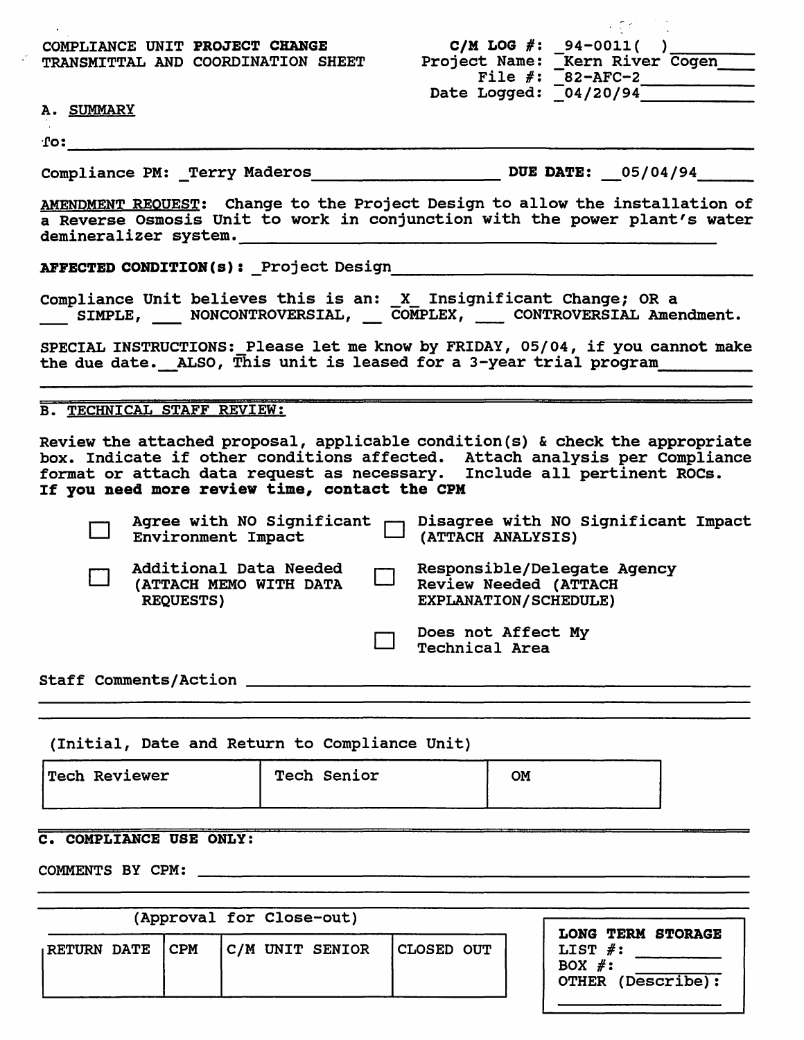COMPLIANCE UNIT **PROJECT CHANGE**
TRANSMITTAL AND COORDINATION SHEET

**C/M LOG #:** 94-0011( )
Project Name: Kern River Cogen
File #: 82-AFC-2
Date Logged: 04/20/94

## A. SUMMARY

To:

Compliance PM: Terry Maderos **DUE DATE:** 05/04/94

AMENDMENT REQUEST: Change to the Project Design to allow the installation of a Reverse Osmosis Unit to work in conjunction with the power plant's water demineralizer system.

**AFFECTED CONDITION(s):** Project Design

Compliance Unit believes this is an: X Insignificant Change; OR a ___ SIMPLE, ___ NONCONTROVERSIAL, ___ COMPLEX, ___ CONTROVERSIAL Amendment.

SPECIAL INSTRUCTIONS: Please let me know by FRIDAY, 05/04, if you cannot make the due date. ALSO, This unit is leased for a 3-year trial program

## B. TECHNICAL STAFF REVIEW:

Review the attached proposal, applicable condition(s) & check the appropriate box. Indicate if other conditions affected. Attach analysis per Compliance format or attach data request as necessary. Include all pertinent ROCs.
**If you need more review time, contact the CPM**

- ☐ Agree with NO Significant Environment Impact
- ☐ Disagree with NO Significant Impact (ATTACH ANALYSIS)
- ☐ Additional Data Needed (ATTACH MEMO WITH DATA REQUESTS)
- ☐ Responsible/Delegate Agency Review Needed (ATTACH EXPLANATION/SCHEDULE)
- ☐ Does not Affect My Technical Area

Staff Comments/Action

(Initial, Date and Return to Compliance Unit)

| Tech Reviewer | Tech Senior | OM |
|---|---|---|
| | | |

## C. COMPLIANCE USE ONLY:

COMMENTS BY CPM:

(Approval for Close-out)

| RETURN DATE | CPM | C/M UNIT SENIOR | CLOSED OUT |
|---|---|---|---|
| | | | |

**LONG TERM STORAGE**
LIST #:
BOX #:
OTHER (Describe):